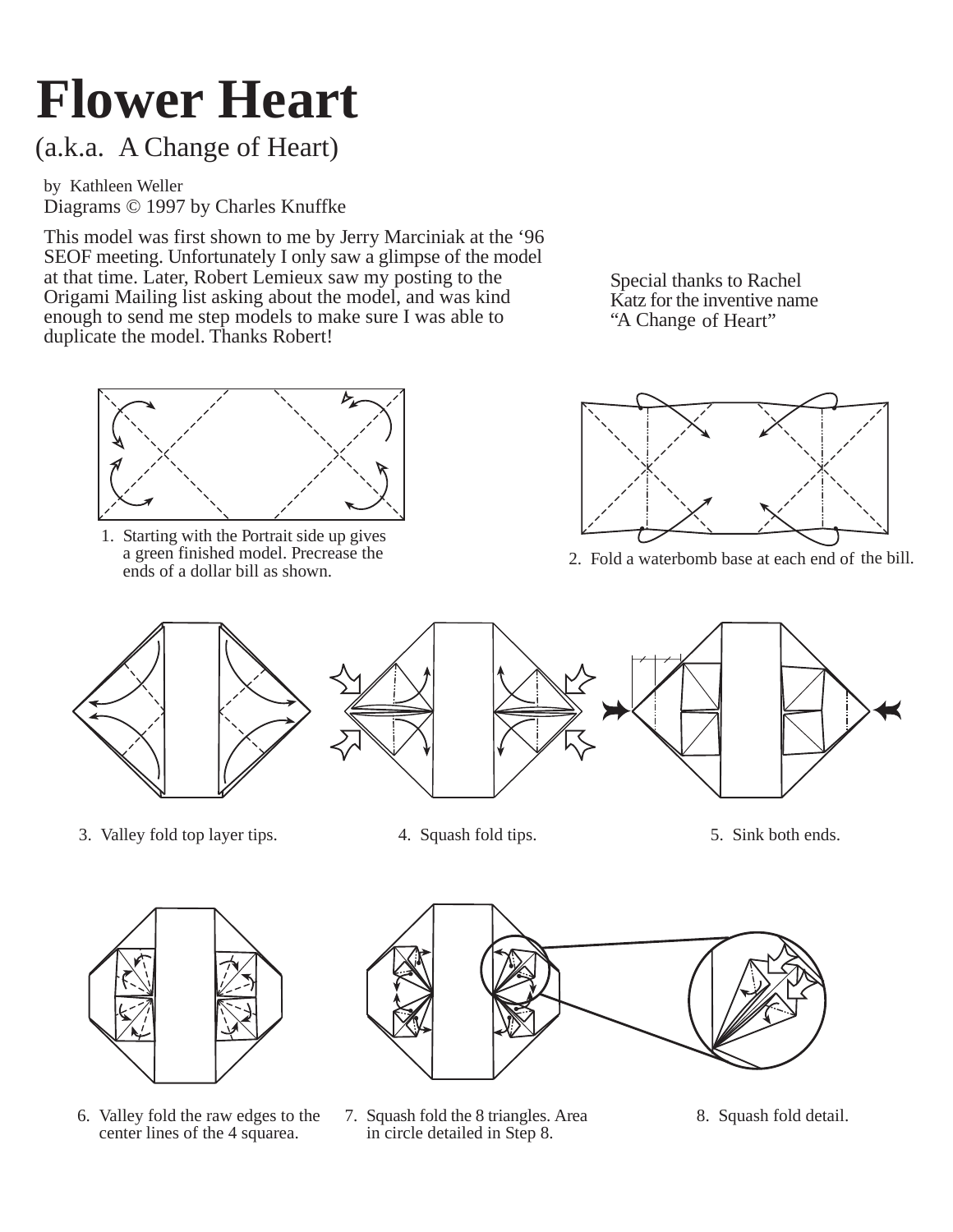# Flower Heart

(a.k.a. A Change of Heart)

by Kathleen Weller
Diagrams © 1997 by Charles Knuffke

This model was first shown to me by Jerry Marciniak at the '96 SEOF meeting. Unfortunately I only saw a glimpse of the model at that time. Later, Robert Lemieux saw my posting to the Origami Mailing list asking about the model, and was kind enough to send me step models to make sure I was able to duplicate the model. Thanks Robert!

Special thanks to Rachel Katz for the inventive name "A Change of Heart"

1. Starting with the Portrait side up gives a green finished model. Precrease the ends of a dollar bill as shown.

2. Fold a waterbomb base at each end of the bill.

3. Valley fold top layer tips.

4. Squash fold tips.

5. Sink both ends.

6. Valley fold the raw edges to the center lines of the 4 squarea.

7. Squash fold the 8 triangles. Area in circle detailed in Step 8.

8. Squash fold detail.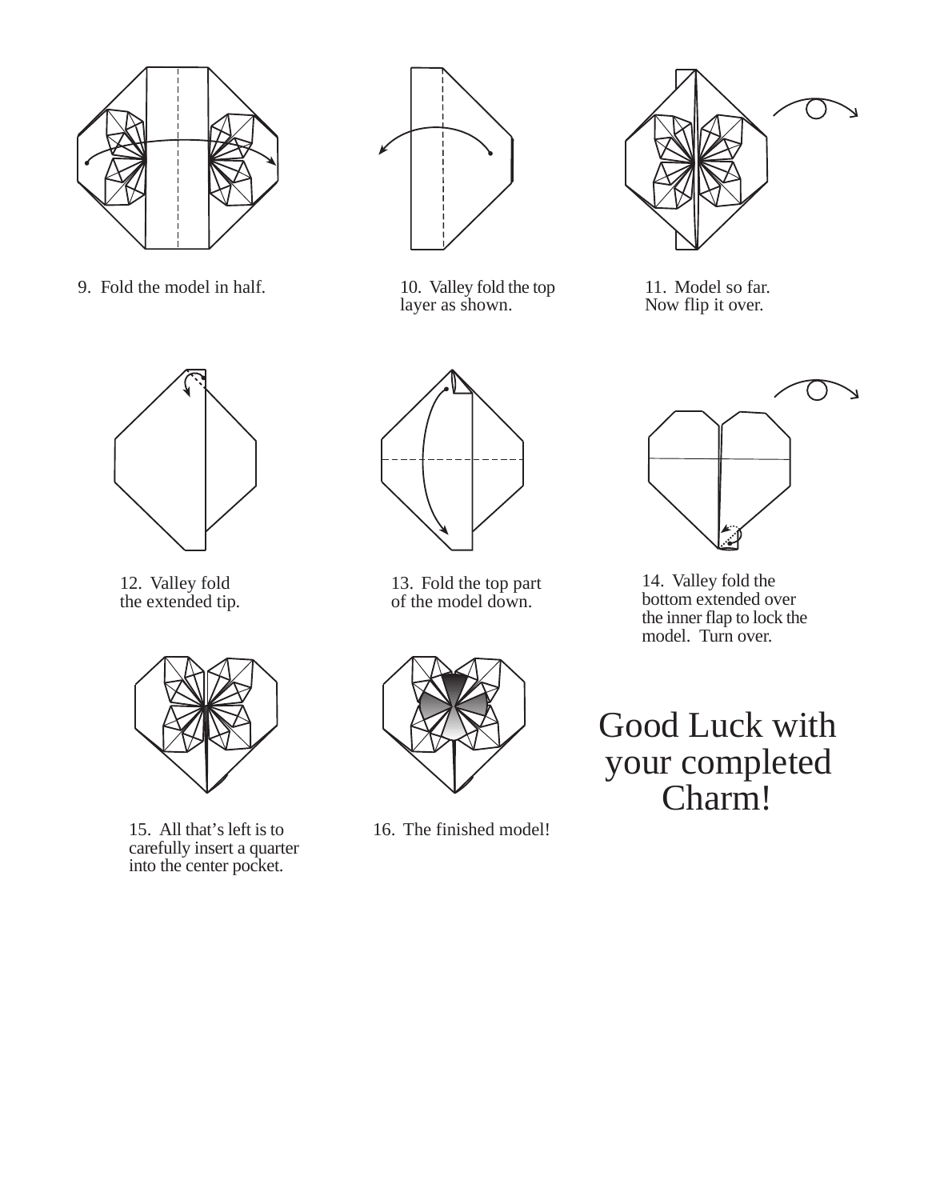9. Fold the model in half.

10. Valley fold the top layer as shown.

11. Model so far. Now flip it over.

12. Valley fold the extended tip.

13. Fold the top part of the model down.

14. Valley fold the bottom extended over the inner flap to lock the model. Turn over.

15. All that's left is to carefully insert a quarter into the center pocket.

16. The finished model!

# Good Luck with your completed Charm!